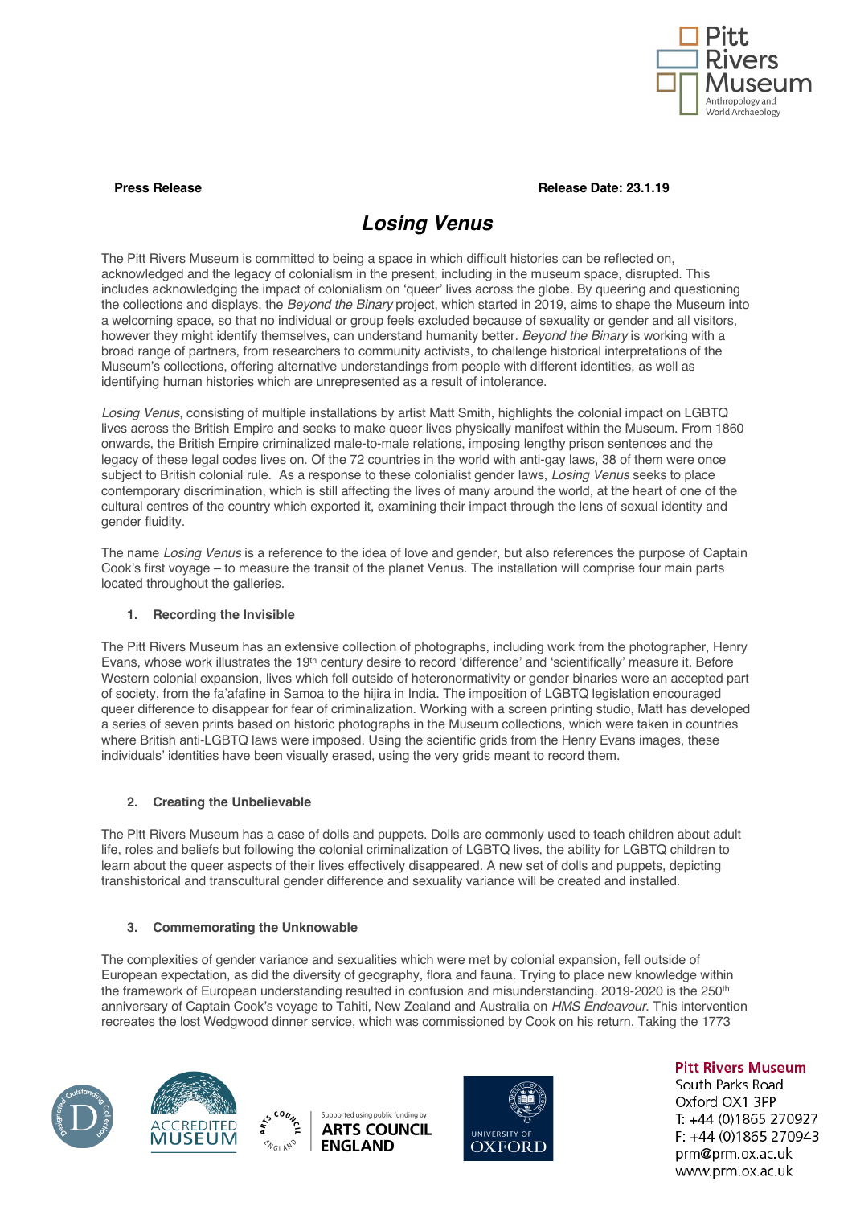**Press Release** **Release Date: 23.1.19**

# *Losing Venus*

The Pitt Rivers Museum is committed to being a space in which difficult histories can be reflected on, acknowledged and the legacy of colonialism in the present, including in the museum space, disrupted. This includes acknowledging the impact of colonialism on 'queer' lives across the globe. By queering and questioning the collections and displays, the *Beyond the Binary* project, which started in 2019, aims to shape the Museum into a welcoming space, so that no individual or group feels excluded because of sexuality or gender and all visitors, however they might identify themselves, can understand humanity better. *Beyond the Binary* is working with a broad range of partners, from researchers to community activists, to challenge historical interpretations of the Museum's collections, offering alternative understandings from people with different identities, as well as identifying human histories which are unrepresented as a result of intolerance.

*Losing Venus*, consisting of multiple installations by artist Matt Smith, highlights the colonial impact on LGBTQ lives across the British Empire and seeks to make queer lives physically manifest within the Museum. From 1860 onwards, the British Empire criminalized male-to-male relations, imposing lengthy prison sentences and the legacy of these legal codes lives on. Of the 72 countries in the world with anti-gay laws, 38 of them were once subject to British colonial rule. As a response to these colonialist gender laws, *Losing Venus* seeks to place contemporary discrimination, which is still affecting the lives of many around the world, at the heart of one of the cultural centres of the country which exported it, examining their impact through the lens of sexual identity and gender fluidity.

The name *Losing Venus* is a reference to the idea of love and gender, but also references the purpose of Captain Cook's first voyage – to measure the transit of the planet Venus. The installation will comprise four main parts located throughout the galleries.

1. **Recording the Invisible**

The Pitt Rivers Museum has an extensive collection of photographs, including work from the photographer, Henry Evans, whose work illustrates the 19th century desire to record 'difference' and 'scientifically' measure it. Before Western colonial expansion, lives which fell outside of heteronormativity or gender binaries were an accepted part of society, from the fa'afafine in Samoa to the hijira in India. The imposition of LGBTQ legislation encouraged queer difference to disappear for fear of criminalization. Working with a screen printing studio, Matt has developed a series of seven prints based on historic photographs in the Museum collections, which were taken in countries where British anti-LGBTQ laws were imposed. Using the scientific grids from the Henry Evans images, these individuals' identities have been visually erased, using the very grids meant to record them.

2. **Creating the Unbelievable**

The Pitt Rivers Museum has a case of dolls and puppets. Dolls are commonly used to teach children about adult life, roles and beliefs but following the colonial criminalization of LGBTQ lives, the ability for LGBTQ children to learn about the queer aspects of their lives effectively disappeared. A new set of dolls and puppets, depicting transhistorical and transcultural gender difference and sexuality variance will be created and installed.

3. **Commemorating the Unknowable**

The complexities of gender variance and sexualities which were met by colonial expansion, fell outside of European expectation, as did the diversity of geography, flora and fauna. Trying to place new knowledge within the framework of European understanding resulted in confusion and misunderstanding. 2019-2020 is the 250th anniversary of Captain Cook's voyage to Tahiti, New Zealand and Australia on *HMS Endeavour*. This intervention recreates the lost Wedgwood dinner service, which was commissioned by Cook on his return. Taking the 1773

**Pitt Rivers Museum**
South Parks Road
Oxford OX1 3PP
T: +44 (0)1865 270927
F: +44 (0)1865 270943
prm@prm.ox.ac.uk
www.prm.ox.ac.uk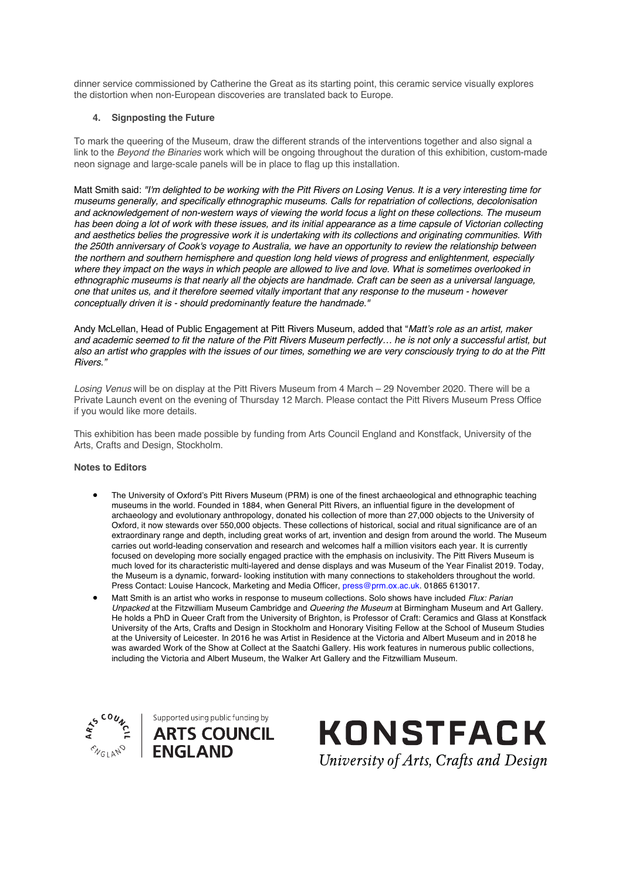dinner service commissioned by Catherine the Great as its starting point, this ceramic service visually explores the distortion when non-European discoveries are translated back to Europe.

4. **Signposting the Future**

To mark the queering of the Museum, draw the different strands of the interventions together and also signal a link to the *Beyond the Binaries* work which will be ongoing throughout the duration of this exhibition, custom-made neon signage and large-scale panels will be in place to flag up this installation.

Matt Smith said: *"I'm delighted to be working with the Pitt Rivers on Losing Venus. It is a very interesting time for museums generally, and specifically ethnographic museums. Calls for repatriation of collections, decolonisation and acknowledgement of non-western ways of viewing the world focus a light on these collections. The museum has been doing a lot of work with these issues, and its initial appearance as a time capsule of Victorian collecting and aesthetics belies the progressive work it is undertaking with its collections and originating communities. With the 250th anniversary of Cook's voyage to Australia, we have an opportunity to review the relationship between the northern and southern hemisphere and question long held views of progress and enlightenment, especially where they impact on the ways in which people are allowed to live and love. What is sometimes overlooked in ethnographic museums is that nearly all the objects are handmade. Craft can be seen as a universal language, one that unites us, and it therefore seemed vitally important that any response to the museum - however conceptually driven it is - should predominantly feature the handmade."*

Andy McLellan, Head of Public Engagement at Pitt Rivers Museum, added that "*Matt's role as an artist, maker and academic seemed to fit the nature of the Pitt Rivers Museum perfectly… he is not only a successful artist, but also an artist who grapples with the issues of our times, something we are very consciously trying to do at the Pitt Rivers."*

*Losing Venus* will be on display at the Pitt Rivers Museum from 4 March – 29 November 2020. There will be a Private Launch event on the evening of Thursday 12 March. Please contact the Pitt Rivers Museum Press Office if you would like more details.

This exhibition has been made possible by funding from Arts Council England and Konstfack, University of the Arts, Crafts and Design, Stockholm.

**Notes to Editors**

- The University of Oxford's Pitt Rivers Museum (PRM) is one of the finest archaeological and ethnographic teaching museums in the world. Founded in 1884, when General Pitt Rivers, an influential figure in the development of archaeology and evolutionary anthropology, donated his collection of more than 27,000 objects to the University of Oxford, it now stewards over 550,000 objects. These collections of historical, social and ritual significance are of an extraordinary range and depth, including great works of art, invention and design from around the world. The Museum carries out world-leading conservation and research and welcomes half a million visitors each year. It is currently focused on developing more socially engaged practice with the emphasis on inclusivity. The Pitt Rivers Museum is much loved for its characteristic multi-layered and dense displays and was Museum of the Year Finalist 2019. Today, the Museum is a dynamic, forward- looking institution with many connections to stakeholders throughout the world. Press Contact: Louise Hancock, Marketing and Media Officer, press@prm.ox.ac.uk. 01865 613017.
- Matt Smith is an artist who works in response to museum collections. Solo shows have included *Flux: Parian Unpacked* at the Fitzwilliam Museum Cambridge and *Queering the Museum* at Birmingham Museum and Art Gallery. He holds a PhD in Queer Craft from the University of Brighton, is Professor of Craft: Ceramics and Glass at Konstfack University of the Arts, Crafts and Design in Stockholm and Honorary Visiting Fellow at the School of Museum Studies at the University of Leicester. In 2016 he was Artist in Residence at the Victoria and Albert Museum and in 2018 he was awarded Work of the Show at Collect at the Saatchi Gallery. His work features in numerous public collections, including the Victoria and Albert Museum, the Walker Art Gallery and the Fitzwilliam Museum.

Supported using public funding by ARTS COUNCIL ENGLAND

KONSTFACK
University of Arts, Crafts and Design